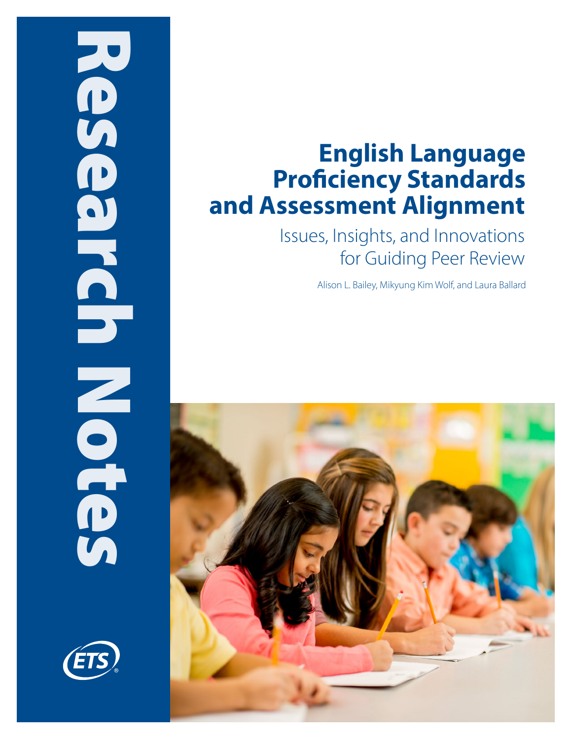Research Notes

# English Language Proficiency Standards and Assessment Alignment

## Issues, Insights, and Innovations for Guiding Peer Review

Alison L. Bailey, Mikyung Kim Wolf, and Laura Ballard

ETS®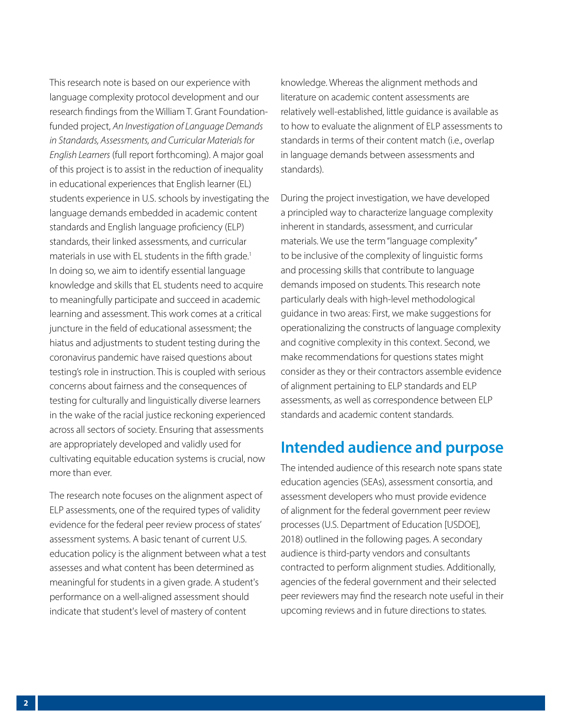This research note is based on our experience with language complexity protocol development and our research findings from the William T. Grant Foundation-funded project, *An Investigation of Language Demands in Standards, Assessments, and Curricular Materials for English Learners* (full report forthcoming). A major goal of this project is to assist in the reduction of inequality in educational experiences that English learner (EL) students experience in U.S. schools by investigating the language demands embedded in academic content standards and English language proficiency (ELP) standards, their linked assessments, and curricular materials in use with EL students in the fifth grade.[1] In doing so, we aim to identify essential language knowledge and skills that EL students need to acquire to meaningfully participate and succeed in academic learning and assessment. This work comes at a critical juncture in the field of educational assessment; the hiatus and adjustments to student testing during the coronavirus pandemic have raised questions about testing's role in instruction. This is coupled with serious concerns about fairness and the consequences of testing for culturally and linguistically diverse learners in the wake of the racial justice reckoning experienced across all sectors of society. Ensuring that assessments are appropriately developed and validly used for cultivating equitable education systems is crucial, now more than ever.

The research note focuses on the alignment aspect of ELP assessments, one of the required types of validity evidence for the federal peer review process of states' assessment systems. A basic tenant of current U.S. education policy is the alignment between what a test assesses and what content has been determined as meaningful for students in a given grade. A student's performance on a well-aligned assessment should indicate that student's level of mastery of content knowledge. Whereas the alignment methods and literature on academic content assessments are relatively well-established, little guidance is available as to how to evaluate the alignment of ELP assessments to standards in terms of their content match (i.e., overlap in language demands between assessments and standards).

During the project investigation, we have developed a principled way to characterize language complexity inherent in standards, assessment, and curricular materials. We use the term "language complexity" to be inclusive of the complexity of linguistic forms and processing skills that contribute to language demands imposed on students. This research note particularly deals with high-level methodological guidance in two areas: First, we make suggestions for operationalizing the constructs of language complexity and cognitive complexity in this context. Second, we make recommendations for questions states might consider as they or their contractors assemble evidence of alignment pertaining to ELP standards and ELP assessments, as well as correspondence between ELP standards and academic content standards.

## Intended audience and purpose

The intended audience of this research note spans state education agencies (SEAs), assessment consortia, and assessment developers who must provide evidence of alignment for the federal government peer review processes (U.S. Department of Education [USDOE], 2018) outlined in the following pages. A secondary audience is third-party vendors and consultants contracted to perform alignment studies. Additionally, agencies of the federal government and their selected peer reviewers may find the research note useful in their upcoming reviews and in future directions to states.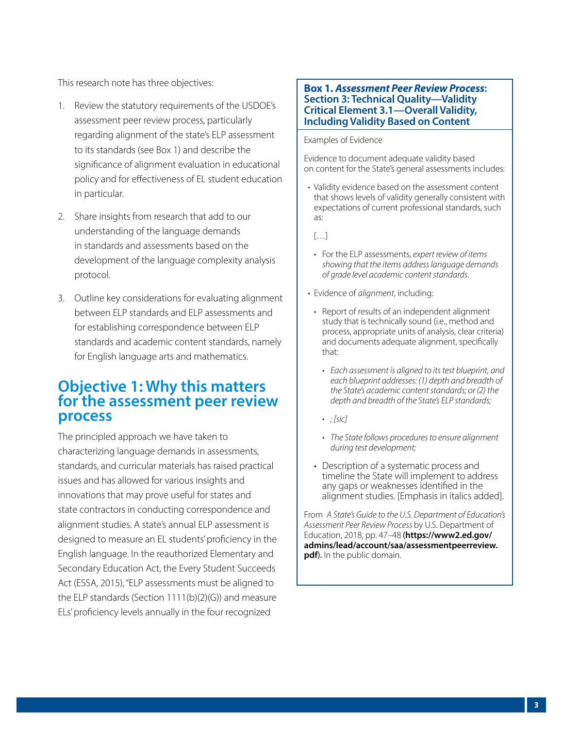This research note has three objectives:

1. Review the statutory requirements of the USDOE's assessment peer review process, particularly regarding alignment of the state's ELP assessment to its standards (see Box 1) and describe the significance of alignment evaluation in educational policy and for effectiveness of EL student education in particular.

2. Share insights from research that add to our understanding of the language demands in standards and assessments based on the development of the language complexity analysis protocol.

3. Outline key considerations for evaluating alignment between ELP standards and ELP assessments and for establishing correspondence between ELP standards and academic content standards, namely for English language arts and mathematics.

## Objective 1: Why this matters for the assessment peer review process

The principled approach we have taken to characterizing language demands in assessments, standards, and curricular materials has raised practical issues and has allowed for various insights and innovations that may prove useful for states and state contractors in conducting correspondence and alignment studies. A state's annual ELP assessment is designed to measure an EL students' proficiency in the English language. In the reauthorized Elementary and Secondary Education Act, the Every Student Succeeds Act (ESSA, 2015), "ELP assessments must be aligned to the ELP standards (Section 1111(b)(2)(G)) and measure ELs' proficiency levels annually in the four recognized

---

**Box 1. *Assessment Peer Review Process*: Section 3: Technical Quality—Validity Critical Element 3.1—Overall Validity, Including Validity Based on Content**

Examples of Evidence

Evidence to document adequate validity based on content for the State's general assessments includes:

- Validity evidence based on the assessment content that shows levels of validity generally consistent with expectations of current professional standards, such as:

  […]

  - For the ELP assessments, *expert review of items showing that the items address language demands of grade level academic content standards*.

- Evidence of *alignment*, including:

  - Report of results of an independent alignment study that is technically sound (i.e., method and process, appropriate units of analysis, clear criteria) and documents adequate alignment, specifically that:

    - *Each assessment is aligned to its test blueprint, and each blueprint addresses: (1) depth and breadth of the State's academic content standards; or (2) the depth and breadth of the State's ELP standards;*
    - *; [sic]*
    - *The State follows procedures to ensure alignment during test development;*

  - Description of a systematic process and timeline the State will implement to address any gaps or weaknesses identified in the alignment studies. [Emphasis in italics added].

From *A State's Guide to the U.S. Department of Education's Assessment Peer Review Process* by U.S. Department of Education, 2018, pp. 47–48 (**https://www2.ed.gov/admins/lead/account/saa/assessmentpeerreview.pdf**). In the public domain.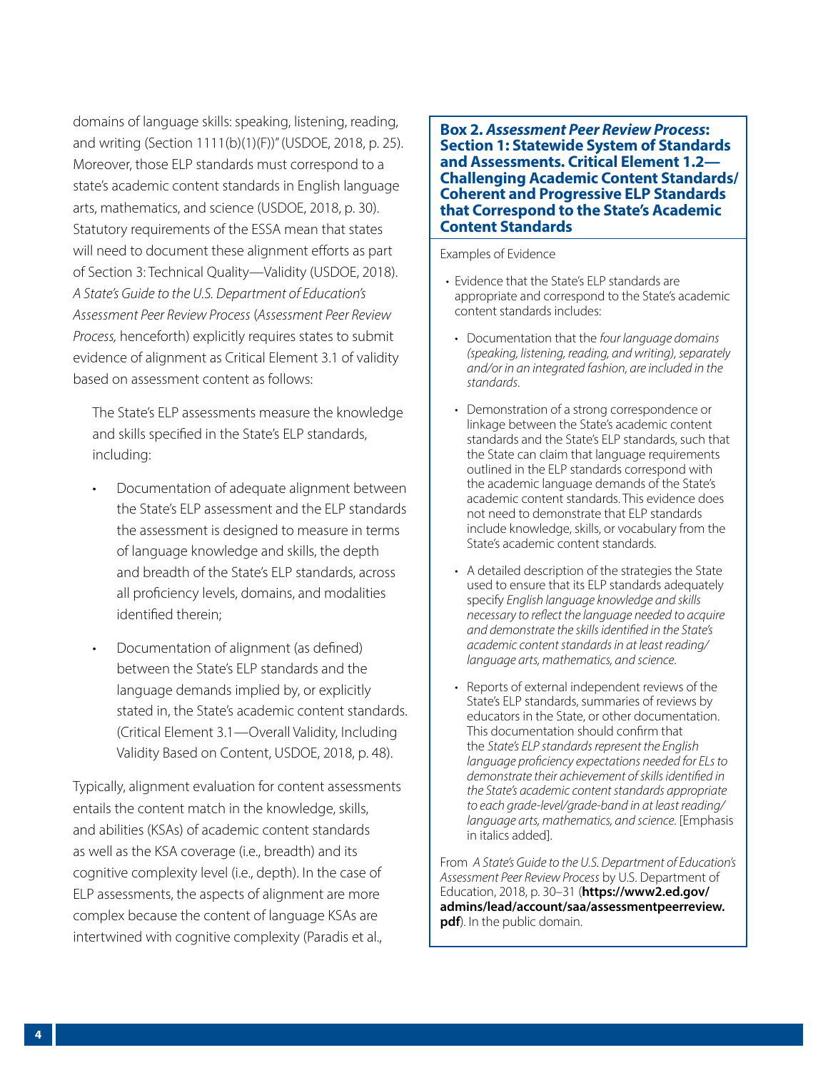domains of language skills: speaking, listening, reading, and writing (Section 1111(b)(1)(F))" (USDOE, 2018, p. 25). Moreover, those ELP standards must correspond to a state's academic content standards in English language arts, mathematics, and science (USDOE, 2018, p. 30). Statutory requirements of the ESSA mean that states will need to document these alignment efforts as part of Section 3: Technical Quality—Validity (USDOE, 2018). *A State's Guide to the U.S. Department of Education's Assessment Peer Review Process* (*Assessment Peer Review Process,* henceforth) explicitly requires states to submit evidence of alignment as Critical Element 3.1 of validity based on assessment content as follows:

> The State's ELP assessments measure the knowledge and skills specified in the State's ELP standards, including:
>
> - Documentation of adequate alignment between the State's ELP assessment and the ELP standards the assessment is designed to measure in terms of language knowledge and skills, the depth and breadth of the State's ELP standards, across all proficiency levels, domains, and modalities identified therein;
> - Documentation of alignment (as defined) between the State's ELP standards and the language demands implied by, or explicitly stated in, the State's academic content standards. (Critical Element 3.1—Overall Validity, Including Validity Based on Content, USDOE, 2018, p. 48).

Typically, alignment evaluation for content assessments entails the content match in the knowledge, skills, and abilities (KSAs) of academic content standards as well as the KSA coverage (i.e., breadth) and its cognitive complexity level (i.e., depth). In the case of ELP assessments, the aspects of alignment are more complex because the content of language KSAs are intertwined with cognitive complexity (Paradis et al.,

---

**Box 2. *Assessment Peer Review Process*: Section 1: Statewide System of Standards and Assessments. Critical Element 1.2—Challenging Academic Content Standards/ Coherent and Progressive ELP Standards that Correspond to the State's Academic Content Standards**

Examples of Evidence

- Evidence that the State's ELP standards are appropriate and correspond to the State's academic content standards includes:
  - Documentation that the *four language domains (speaking, listening, reading, and writing), separately and/or in an integrated fashion, are included in the standards*.
  - Demonstration of a strong correspondence or linkage between the State's academic content standards and the State's ELP standards, such that the State can claim that language requirements outlined in the ELP standards correspond with the academic language demands of the State's academic content standards. This evidence does not need to demonstrate that ELP standards include knowledge, skills, or vocabulary from the State's academic content standards.
  - A detailed description of the strategies the State used to ensure that its ELP standards adequately specify *English language knowledge and skills necessary to reflect the language needed to acquire and demonstrate the skills identified in the State's academic content standards in at least reading/ language arts, mathematics, and science*.
  - Reports of external independent reviews of the State's ELP standards, summaries of reviews by educators in the State, or other documentation. This documentation should confirm that the *State's ELP standards represent the English language proficiency expectations needed for ELs to demonstrate their achievement of skills identified in the State's academic content standards appropriate to each grade-level/grade-band in at least reading/ language arts, mathematics, and science*. [Emphasis in italics added].

From *A State's Guide to the U.S. Department of Education's Assessment Peer Review Process* by U.S. Department of Education, 2018, p. 30–31 (**https://www2.ed.gov/admins/lead/account/saa/assessmentpeerreview.pdf**). In the public domain.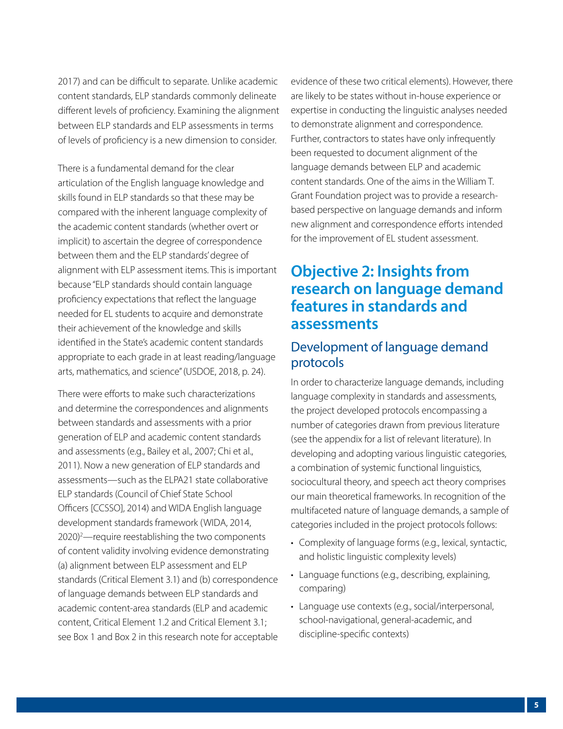2017) and can be difficult to separate. Unlike academic content standards, ELP standards commonly delineate different levels of proficiency. Examining the alignment between ELP standards and ELP assessments in terms of levels of proficiency is a new dimension to consider.

There is a fundamental demand for the clear articulation of the English language knowledge and skills found in ELP standards so that these may be compared with the inherent language complexity of the academic content standards (whether overt or implicit) to ascertain the degree of correspondence between them and the ELP standards' degree of alignment with ELP assessment items. This is important because "ELP standards should contain language proficiency expectations that reflect the language needed for EL students to acquire and demonstrate their achievement of the knowledge and skills identified in the State's academic content standards appropriate to each grade in at least reading/language arts, mathematics, and science" (USDOE, 2018, p. 24).

There were efforts to make such characterizations and determine the correspondences and alignments between standards and assessments with a prior generation of ELP and academic content standards and assessments (e.g., Bailey et al., 2007; Chi et al., 2011). Now a new generation of ELP standards and assessments—such as the ELPA21 state collaborative ELP standards (Council of Chief State School Officers [CCSSO], 2014) and WIDA English language development standards framework (WIDA, 2014, 2020)[2]—require reestablishing the two components of content validity involving evidence demonstrating (a) alignment between ELP assessment and ELP standards (Critical Element 3.1) and (b) correspondence of language demands between ELP standards and academic content-area standards (ELP and academic content, Critical Element 1.2 and Critical Element 3.1; see Box 1 and Box 2 in this research note for acceptable evidence of these two critical elements). However, there are likely to be states without in-house experience or expertise in conducting the linguistic analyses needed to demonstrate alignment and correspondence. Further, contractors to states have only infrequently been requested to document alignment of the language demands between ELP and academic content standards. One of the aims in the William T. Grant Foundation project was to provide a research-based perspective on language demands and inform new alignment and correspondence efforts intended for the improvement of EL student assessment.

## Objective 2: Insights from research on language demand features in standards and assessments

### Development of language demand protocols

In order to characterize language demands, including language complexity in standards and assessments, the project developed protocols encompassing a number of categories drawn from previous literature (see the appendix for a list of relevant literature). In developing and adopting various linguistic categories, a combination of systemic functional linguistics, sociocultural theory, and speech act theory comprises our main theoretical frameworks. In recognition of the multifaceted nature of language demands, a sample of categories included in the project protocols follows:

- Complexity of language forms (e.g., lexical, syntactic, and holistic linguistic complexity levels)
- Language functions (e.g., describing, explaining, comparing)
- Language use contexts (e.g., social/interpersonal, school-navigational, general-academic, and discipline-specific contexts)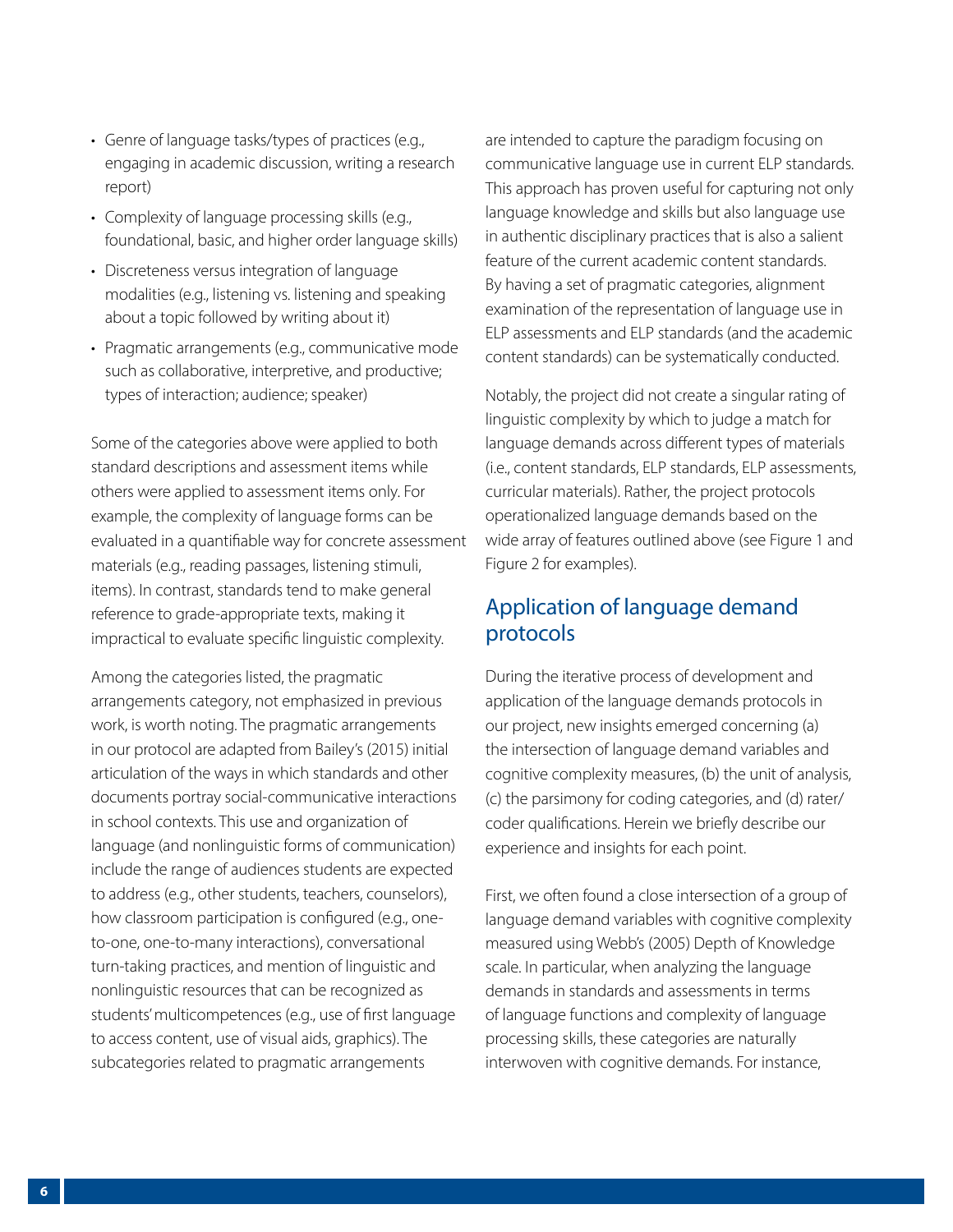- Genre of language tasks/types of practices (e.g., engaging in academic discussion, writing a research report)
- Complexity of language processing skills (e.g., foundational, basic, and higher order language skills)
- Discreteness versus integration of language modalities (e.g., listening vs. listening and speaking about a topic followed by writing about it)
- Pragmatic arrangements (e.g., communicative mode such as collaborative, interpretive, and productive; types of interaction; audience; speaker)

Some of the categories above were applied to both standard descriptions and assessment items while others were applied to assessment items only. For example, the complexity of language forms can be evaluated in a quantifiable way for concrete assessment materials (e.g., reading passages, listening stimuli, items). In contrast, standards tend to make general reference to grade-appropriate texts, making it impractical to evaluate specific linguistic complexity.

Among the categories listed, the pragmatic arrangements category, not emphasized in previous work, is worth noting. The pragmatic arrangements in our protocol are adapted from Bailey's (2015) initial articulation of the ways in which standards and other documents portray social-communicative interactions in school contexts. This use and organization of language (and nonlinguistic forms of communication) include the range of audiences students are expected to address (e.g., other students, teachers, counselors), how classroom participation is configured (e.g., one-to-one, one-to-many interactions), conversational turn-taking practices, and mention of linguistic and nonlinguistic resources that can be recognized as students' multicompetences (e.g., use of first language to access content, use of visual aids, graphics). The subcategories related to pragmatic arrangements are intended to capture the paradigm focusing on communicative language use in current ELP standards. This approach has proven useful for capturing not only language knowledge and skills but also language use in authentic disciplinary practices that is also a salient feature of the current academic content standards. By having a set of pragmatic categories, alignment examination of the representation of language use in ELP assessments and ELP standards (and the academic content standards) can be systematically conducted.

Notably, the project did not create a singular rating of linguistic complexity by which to judge a match for language demands across different types of materials (i.e., content standards, ELP standards, ELP assessments, curricular materials). Rather, the project protocols operationalized language demands based on the wide array of features outlined above (see Figure 1 and Figure 2 for examples).

## Application of language demand protocols

During the iterative process of development and application of the language demands protocols in our project, new insights emerged concerning (a) the intersection of language demand variables and cognitive complexity measures, (b) the unit of analysis, (c) the parsimony for coding categories, and (d) rater/coder qualifications. Herein we briefly describe our experience and insights for each point.

First, we often found a close intersection of a group of language demand variables with cognitive complexity measured using Webb's (2005) Depth of Knowledge scale. In particular, when analyzing the language demands in standards and assessments in terms of language functions and complexity of language processing skills, these categories are naturally interwoven with cognitive demands. For instance,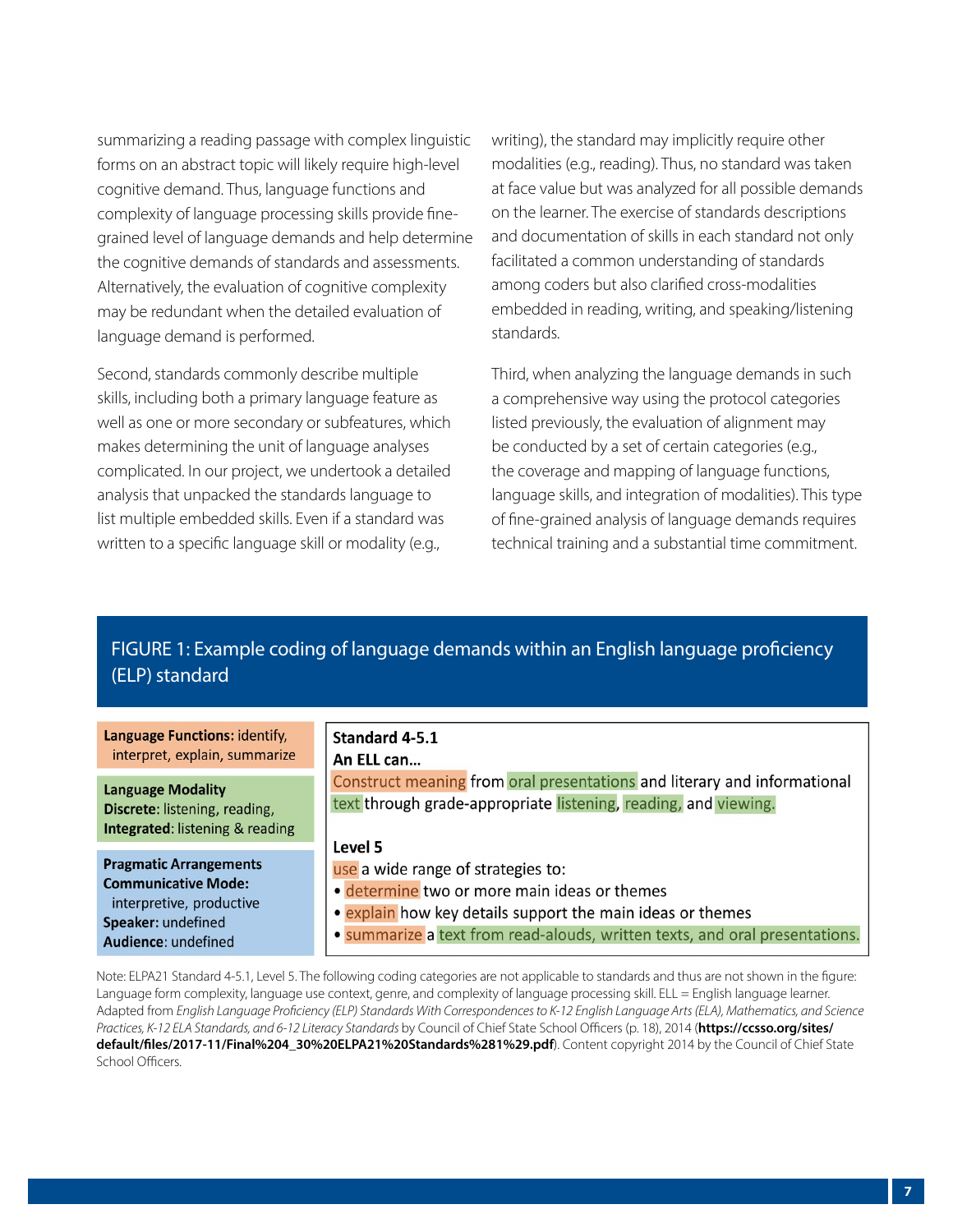summarizing a reading passage with complex linguistic forms on an abstract topic will likely require high-level cognitive demand. Thus, language functions and complexity of language processing skills provide fine-grained level of language demands and help determine the cognitive demands of standards and assessments. Alternatively, the evaluation of cognitive complexity may be redundant when the detailed evaluation of language demand is performed.

Second, standards commonly describe multiple skills, including both a primary language feature as well as one or more secondary or subfeatures, which makes determining the unit of language analyses complicated. In our project, we undertook a detailed analysis that unpacked the standards language to list multiple embedded skills. Even if a standard was written to a specific language skill or modality (e.g., writing), the standard may implicitly require other modalities (e.g., reading). Thus, no standard was taken at face value but was analyzed for all possible demands on the learner. The exercise of standards descriptions and documentation of skills in each standard not only facilitated a common understanding of standards among coders but also clarified cross-modalities embedded in reading, writing, and speaking/listening standards.

Third, when analyzing the language demands in such a comprehensive way using the protocol categories listed previously, the evaluation of alignment may be conducted by a set of certain categories (e.g., the coverage and mapping of language functions, language skills, and integration of modalities). This type of fine-grained analysis of language demands requires technical training and a substantial time commitment.

## FIGURE 1: Example coding of language demands within an English language proficiency (ELP) standard

**Language Functions:** identify, interpret, explain, summarize

**Language Modality**
**Discrete**: listening, reading,
**Integrated**: listening & reading

**Pragmatic Arrangements**
**Communicative Mode:** interpretive, productive
**Speaker:** undefined
**Audience**: undefined

**Standard 4-5.1**
**An ELL can...**
Construct meaning from oral presentations and literary and informational text through grade-appropriate listening, reading, and viewing.

**Level 5**
use a wide range of strategies to:
- determine two or more main ideas or themes
- explain how key details support the main ideas or themes
- summarize a text from read-alouds, written texts, and oral presentations.

Note: ELPA21 Standard 4-5.1, Level 5. The following coding categories are not applicable to standards and thus are not shown in the figure: Language form complexity, language use context, genre, and complexity of language processing skill. ELL = English language learner. Adapted from *English Language Proficiency (ELP) Standards With Correspondences to K-12 English Language Arts (ELA), Mathematics, and Science Practices, K-12 ELA Standards, and 6-12 Literacy Standards* by Council of Chief State School Officers (p. 18), 2014 (**https://ccsso.org/sites/default/files/2017-11/Final%204_30%20ELPA21%20Standards%281%29.pdf**). Content copyright 2014 by the Council of Chief State School Officers.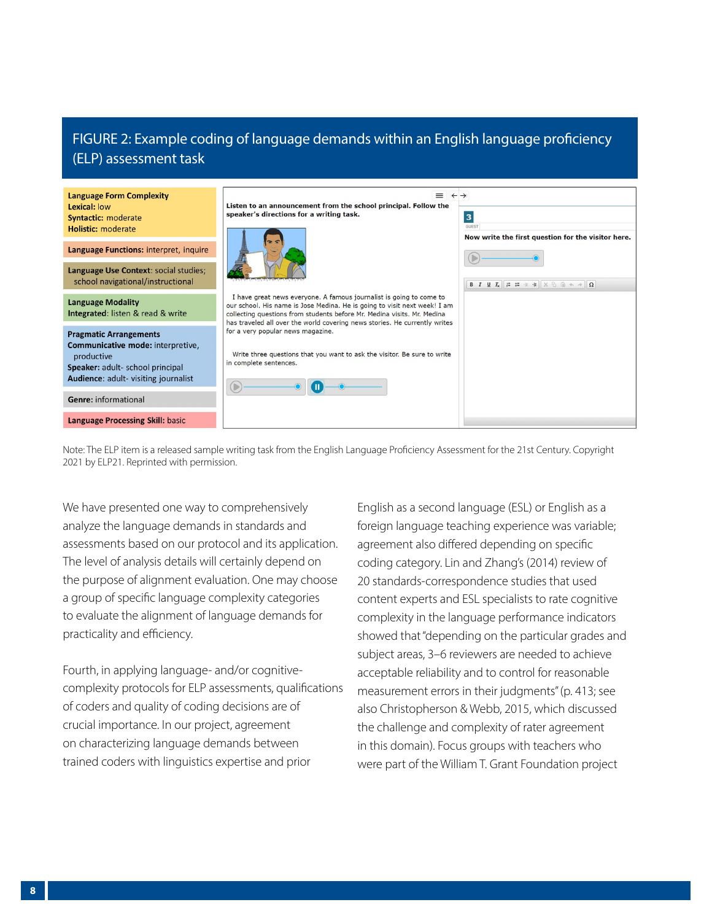## FIGURE 2: Example coding of language demands within an English language proficiency (ELP) assessment task

**Language Form Complexity**
**Lexical:** low
**Syntactic:** moderate
**Holistic:** moderate

**Language Functions:** interpret, inquire

**Language Use Context**: social studies; school navigational/instructional

**Language Modality**
**Integrated**: listen & read & write

**Pragmatic Arrangements**
**Communicative mode:** interpretive, productive
**Speaker:** adult- school principal
**Audience**: adult- visiting journalist

**Genre:** informational

**Language Processing Skill:** basic

Listen to an announcement from the school principal. Follow the speaker's directions for a writing task.

I have great news everyone. A famous journalist is going to come to our school. His name is Jose Medina. He is going to visit next week! I am collecting questions from students before Mr. Medina visits. Mr. Medina has traveled all over the world covering news stories. He currently writes for a very popular news magazine.

Write three questions that you want to ask the visitor. Be sure to write in complete sentences.

3

GUEST

Now write the first question for the visitor here.

Note: The ELP item is a released sample writing task from the English Language Proficiency Assessment for the 21st Century. Copyright 2021 by ELP21. Reprinted with permission.

We have presented one way to comprehensively analyze the language demands in standards and assessments based on our protocol and its application. The level of analysis details will certainly depend on the purpose of alignment evaluation. One may choose a group of specific language complexity categories to evaluate the alignment of language demands for practicality and efficiency.

Fourth, in applying language- and/or cognitive-complexity protocols for ELP assessments, qualifications of coders and quality of coding decisions are of crucial importance. In our project, agreement on characterizing language demands between trained coders with linguistics expertise and prior English as a second language (ESL) or English as a foreign language teaching experience was variable; agreement also differed depending on specific coding category. Lin and Zhang's (2014) review of 20 standards-correspondence studies that used content experts and ESL specialists to rate cognitive complexity in the language performance indicators showed that "depending on the particular grades and subject areas, 3–6 reviewers are needed to achieve acceptable reliability and to control for reasonable measurement errors in their judgments" (p. 413; see also Christopherson & Webb, 2015, which discussed the challenge and complexity of rater agreement in this domain). Focus groups with teachers who were part of the William T. Grant Foundation project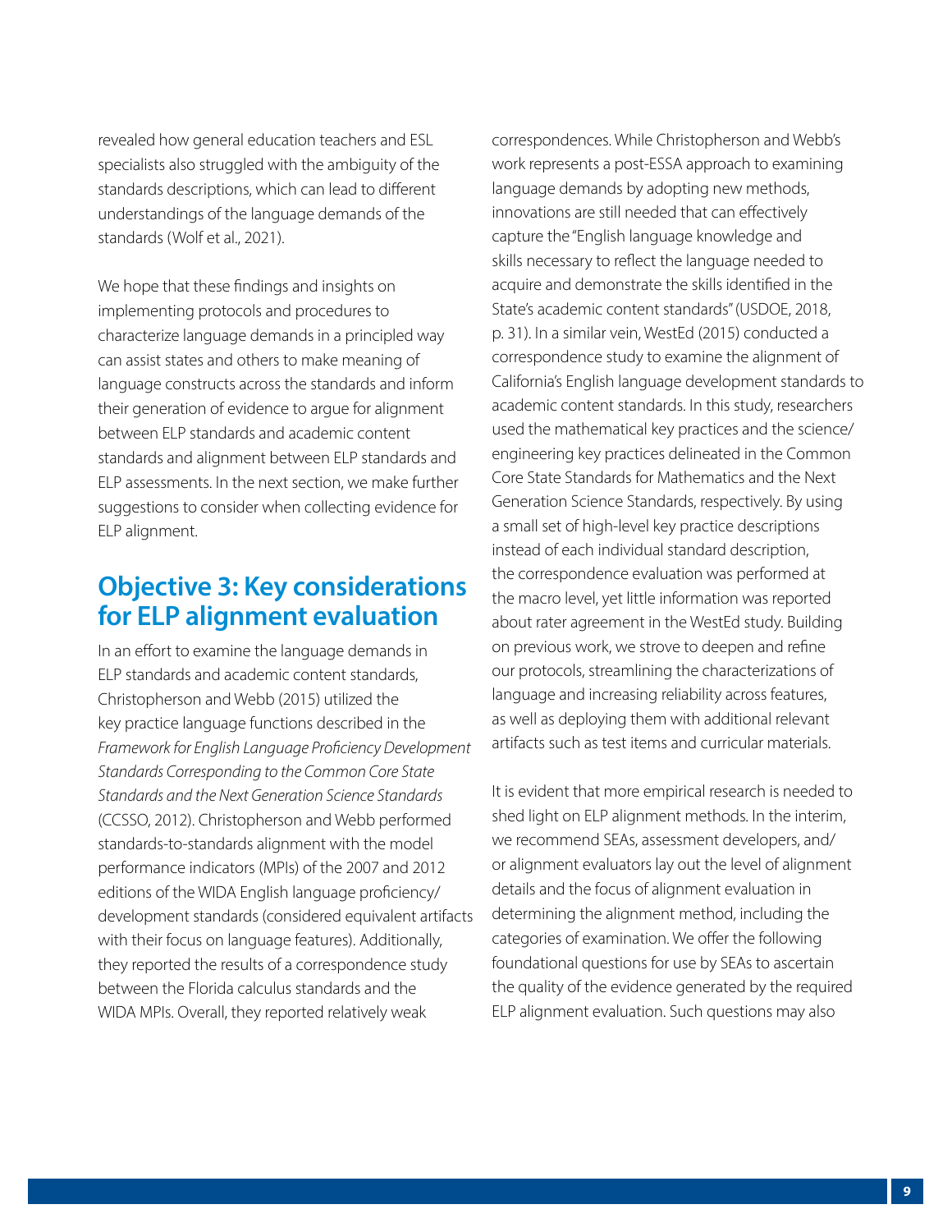revealed how general education teachers and ESL specialists also struggled with the ambiguity of the standards descriptions, which can lead to different understandings of the language demands of the standards (Wolf et al., 2021).

We hope that these findings and insights on implementing protocols and procedures to characterize language demands in a principled way can assist states and others to make meaning of language constructs across the standards and inform their generation of evidence to argue for alignment between ELP standards and academic content standards and alignment between ELP standards and ELP assessments. In the next section, we make further suggestions to consider when collecting evidence for ELP alignment.

## Objective 3: Key considerations for ELP alignment evaluation

In an effort to examine the language demands in ELP standards and academic content standards, Christopherson and Webb (2015) utilized the key practice language functions described in the *Framework for English Language Proficiency Development Standards Corresponding to the Common Core State Standards and the Next Generation Science Standards* (CCSSO, 2012). Christopherson and Webb performed standards-to-standards alignment with the model performance indicators (MPIs) of the 2007 and 2012 editions of the WIDA English language proficiency/development standards (considered equivalent artifacts with their focus on language features). Additionally, they reported the results of a correspondence study between the Florida calculus standards and the WIDA MPIs. Overall, they reported relatively weak correspondences. While Christopherson and Webb's work represents a post-ESSA approach to examining language demands by adopting new methods, innovations are still needed that can effectively capture the "English language knowledge and skills necessary to reflect the language needed to acquire and demonstrate the skills identified in the State's academic content standards" (USDOE, 2018, p. 31). In a similar vein, WestEd (2015) conducted a correspondence study to examine the alignment of California's English language development standards to academic content standards. In this study, researchers used the mathematical key practices and the science/engineering key practices delineated in the Common Core State Standards for Mathematics and the Next Generation Science Standards, respectively. By using a small set of high-level key practice descriptions instead of each individual standard description, the correspondence evaluation was performed at the macro level, yet little information was reported about rater agreement in the WestEd study. Building on previous work, we strove to deepen and refine our protocols, streamlining the characterizations of language and increasing reliability across features, as well as deploying them with additional relevant artifacts such as test items and curricular materials.

It is evident that more empirical research is needed to shed light on ELP alignment methods. In the interim, we recommend SEAs, assessment developers, and/or alignment evaluators lay out the level of alignment details and the focus of alignment evaluation in determining the alignment method, including the categories of examination. We offer the following foundational questions for use by SEAs to ascertain the quality of the evidence generated by the required ELP alignment evaluation. Such questions may also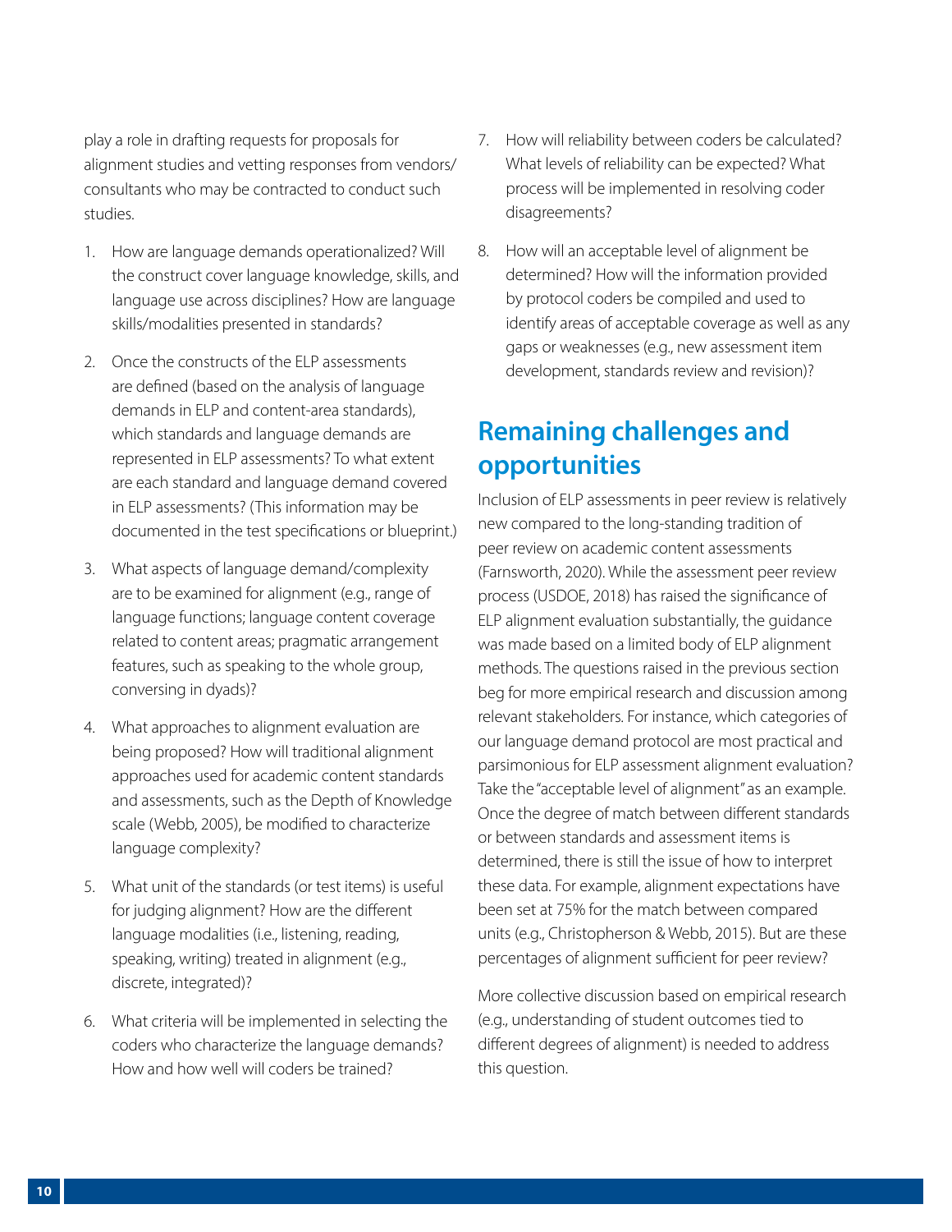play a role in drafting requests for proposals for alignment studies and vetting responses from vendors/consultants who may be contracted to conduct such studies.

1. How are language demands operationalized? Will the construct cover language knowledge, skills, and language use across disciplines? How are language skills/modalities presented in standards?
2. Once the constructs of the ELP assessments are defined (based on the analysis of language demands in ELP and content-area standards), which standards and language demands are represented in ELP assessments? To what extent are each standard and language demand covered in ELP assessments? (This information may be documented in the test specifications or blueprint.)
3. What aspects of language demand/complexity are to be examined for alignment (e.g., range of language functions; language content coverage related to content areas; pragmatic arrangement features, such as speaking to the whole group, conversing in dyads)?
4. What approaches to alignment evaluation are being proposed? How will traditional alignment approaches used for academic content standards and assessments, such as the Depth of Knowledge scale (Webb, 2005), be modified to characterize language complexity?
5. What unit of the standards (or test items) is useful for judging alignment? How are the different language modalities (i.e., listening, reading, speaking, writing) treated in alignment (e.g., discrete, integrated)?
6. What criteria will be implemented in selecting the coders who characterize the language demands? How and how well will coders be trained?
7. How will reliability between coders be calculated? What levels of reliability can be expected? What process will be implemented in resolving coder disagreements?
8. How will an acceptable level of alignment be determined? How will the information provided by protocol coders be compiled and used to identify areas of acceptable coverage as well as any gaps or weaknesses (e.g., new assessment item development, standards review and revision)?

## Remaining challenges and opportunities

Inclusion of ELP assessments in peer review is relatively new compared to the long-standing tradition of peer review on academic content assessments (Farnsworth, 2020). While the assessment peer review process (USDOE, 2018) has raised the significance of ELP alignment evaluation substantially, the guidance was made based on a limited body of ELP alignment methods. The questions raised in the previous section beg for more empirical research and discussion among relevant stakeholders. For instance, which categories of our language demand protocol are most practical and parsimonious for ELP assessment alignment evaluation? Take the "acceptable level of alignment" as an example. Once the degree of match between different standards or between standards and assessment items is determined, there is still the issue of how to interpret these data. For example, alignment expectations have been set at 75% for the match between compared units (e.g., Christopherson & Webb, 2015). But are these percentages of alignment sufficient for peer review?

More collective discussion based on empirical research (e.g., understanding of student outcomes tied to different degrees of alignment) is needed to address this question.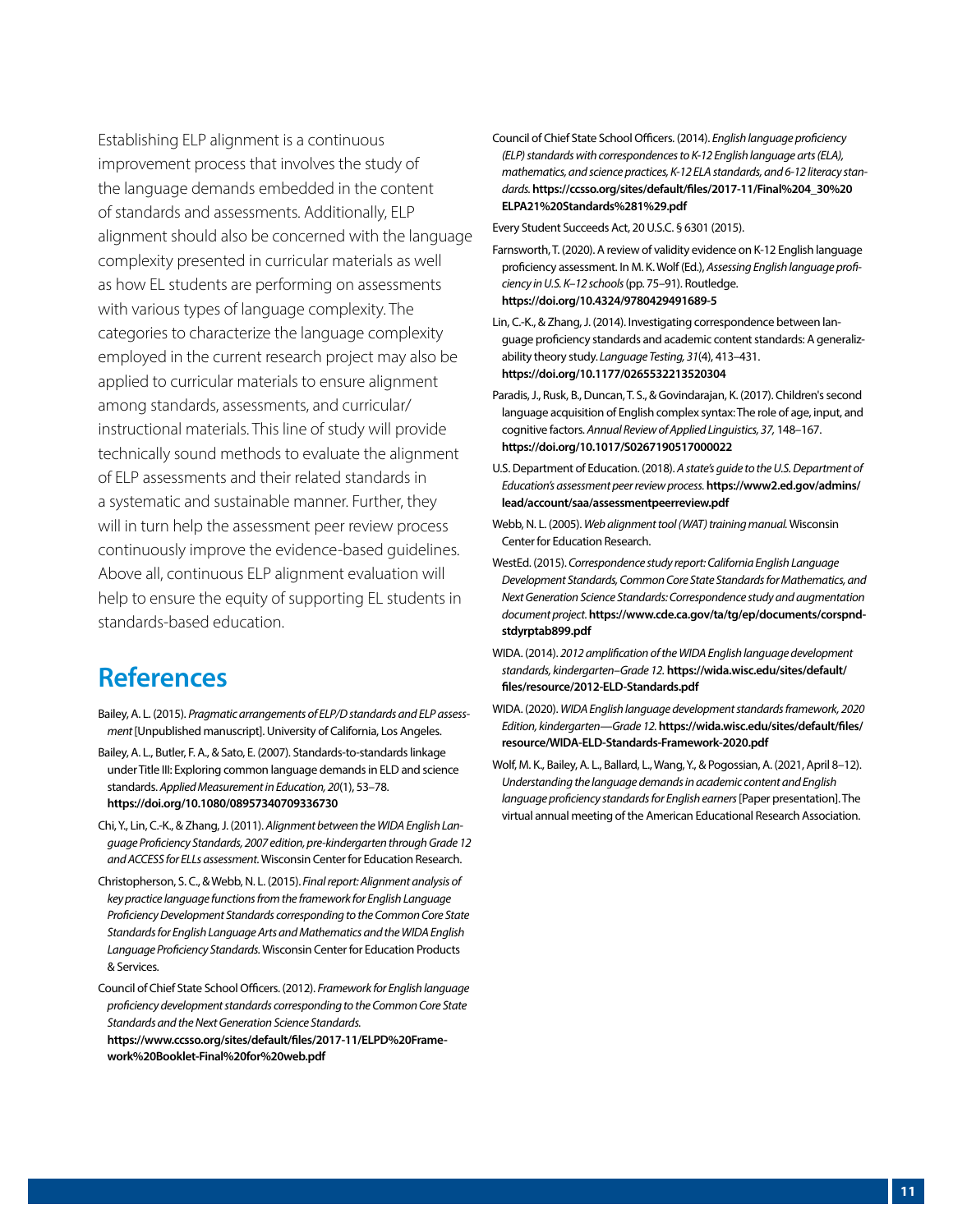Establishing ELP alignment is a continuous improvement process that involves the study of the language demands embedded in the content of standards and assessments. Additionally, ELP alignment should also be concerned with the language complexity presented in curricular materials as well as how EL students are performing on assessments with various types of language complexity. The categories to characterize the language complexity employed in the current research project may also be applied to curricular materials to ensure alignment among standards, assessments, and curricular/instructional materials. This line of study will provide technically sound methods to evaluate the alignment of ELP assessments and their related standards in a systematic and sustainable manner. Further, they will in turn help the assessment peer review process continuously improve the evidence-based guidelines. Above all, continuous ELP alignment evaluation will help to ensure the equity of supporting EL students in standards-based education.

## References

Bailey, A. L. (2015). *Pragmatic arrangements of ELP/D standards and ELP assessment* [Unpublished manuscript]. University of California, Los Angeles.

Bailey, A. L., Butler, F. A., & Sato, E. (2007). Standards-to-standards linkage under Title III: Exploring common language demands in ELD and science standards. *Applied Measurement in Education, 20*(1), 53–78. **https://doi.org/10.1080/08957340709336730**

Chi, Y., Lin, C.-K., & Zhang, J. (2011). *Alignment between the WIDA English Language Proficiency Standards, 2007 edition, pre-kindergarten through Grade 12 and ACCESS for ELLs assessment.* Wisconsin Center for Education Research.

Christopherson, S. C., & Webb, N. L. (2015). *Final report: Alignment analysis of key practice language functions from the framework for English Language Proficiency Development Standards corresponding to the Common Core State Standards for English Language Arts and Mathematics and the WIDA English Language Proficiency Standards.* Wisconsin Center for Education Products & Services.

Council of Chief State School Officers. (2012). *Framework for English language proficiency development standards corresponding to the Common Core State Standards and the Next Generation Science Standards.* **https://www.ccsso.org/sites/default/files/2017-11/ELPD%20Framework%20Booklet-Final%20for%20web.pdf**

Council of Chief State School Officers. (2014). *English language proficiency (ELP) standards with correspondences to K-12 English language arts (ELA), mathematics, and science practices, K-12 ELA standards, and 6-12 literacy standards.* **https://ccsso.org/sites/default/files/2017-11/Final%204_30%20ELPA21%20Standards%281%29.pdf**

Every Student Succeeds Act, 20 U.S.C. § 6301 (2015).

Farnsworth, T. (2020). A review of validity evidence on K-12 English language proficiency assessment. In M. K. Wolf (Ed.), *Assessing English language proficiency in U.S. K–12 schools* (pp. 75–91). Routledge. **https://doi.org/10.4324/9780429491689-5**

Lin, C.-K., & Zhang, J. (2014). Investigating correspondence between language proficiency standards and academic content standards: A generalizability theory study. *Language Testing, 31*(4), 413–431. **https://doi.org/10.1177/0265532213520304**

Paradis, J., Rusk, B., Duncan, T. S., & Govindarajan, K. (2017). Children's second language acquisition of English complex syntax: The role of age, input, and cognitive factors. *Annual Review of Applied Linguistics, 37,* 148–167. **https://doi.org/10.1017/S0267190517000022**

U.S. Department of Education. (2018). *A state's guide to the U.S. Department of Education's assessment peer review process.* **https://www2.ed.gov/admins/lead/account/saa/assessmentpeerreview.pdf**

Webb, N. L. (2005). *Web alignment tool (WAT) training manual.* Wisconsin Center for Education Research.

WestEd. (2015). *Correspondence study report: California English Language Development Standards, Common Core State Standards for Mathematics, and Next Generation Science Standards: Correspondence study and augmentation document project.* **https://www.cde.ca.gov/ta/tg/ep/documents/corspndstdyrptab899.pdf**

WIDA. (2014). *2012 amplification of the WIDA English language development standards, kindergarten–Grade 12.* **https://wida.wisc.edu/sites/default/files/resource/2012-ELD-Standards.pdf**

WIDA. (2020). *WIDA English language development standards framework, 2020 Edition, kindergarten—Grade 12.* **https://wida.wisc.edu/sites/default/files/resource/WIDA-ELD-Standards-Framework-2020.pdf**

Wolf, M. K., Bailey, A. L., Ballard, L., Wang, Y., & Pogossian, A. (2021, April 8–12). *Understanding the language demands in academic content and English language proficiency standards for English earners* [Paper presentation]. The virtual annual meeting of the American Educational Research Association.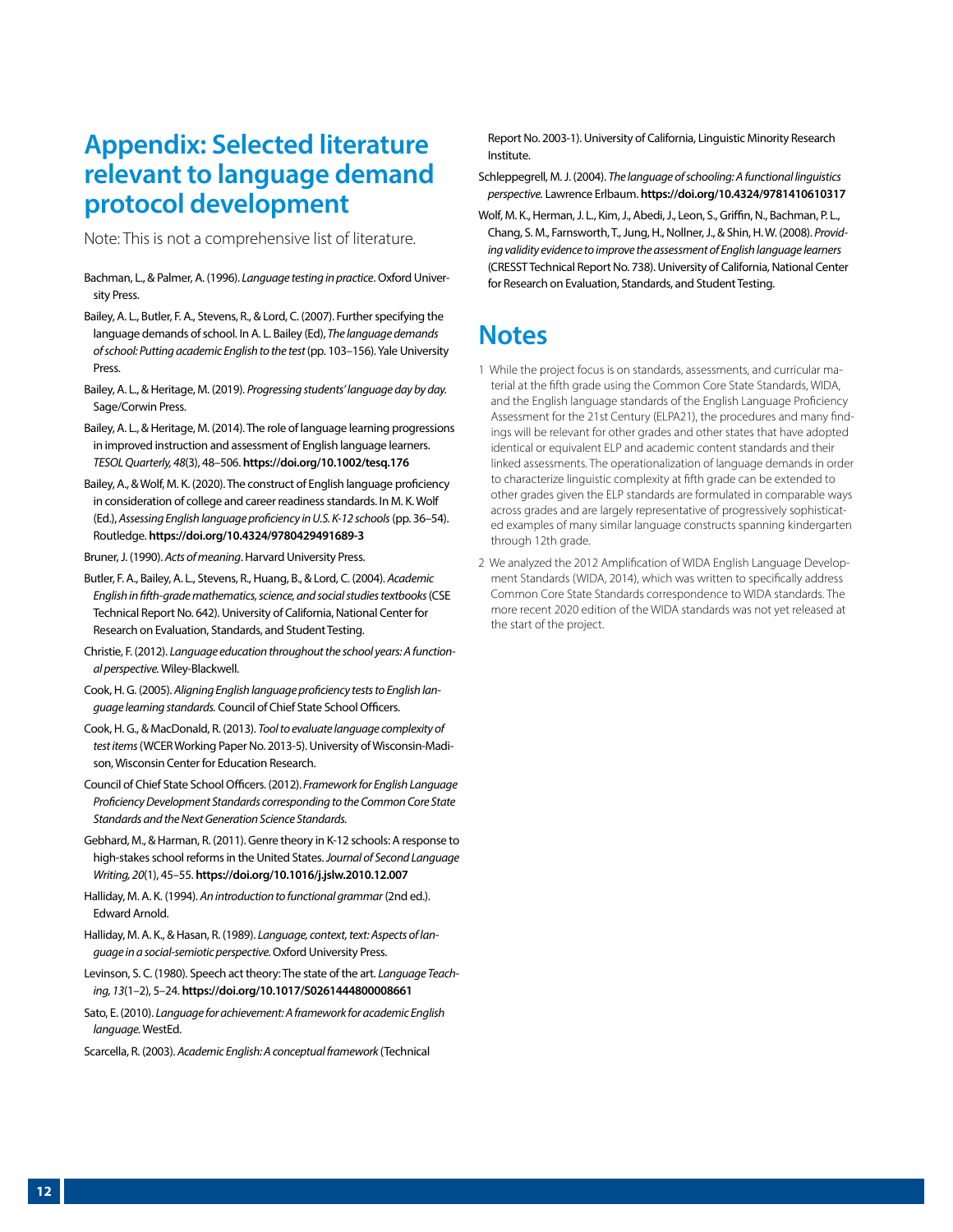# Appendix: Selected literature relevant to language demand protocol development

Note: This is not a comprehensive list of literature.

Bachman, L., & Palmer, A. (1996). *Language testing in practice*. Oxford University Press.

Bailey, A. L., Butler, F. A., Stevens, R., & Lord, C. (2007). Further specifying the language demands of school. In A. L. Bailey (Ed), *The language demands of school: Putting academic English to the test* (pp. 103–156). Yale University Press.

Bailey, A. L., & Heritage, M. (2019). *Progressing students' language day by day.* Sage/Corwin Press.

Bailey, A. L., & Heritage, M. (2014). The role of language learning progressions in improved instruction and assessment of English language learners. *TESOL Quarterly, 48*(3), 48–506. **https://doi.org/10.1002/tesq.176**

Bailey, A., & Wolf, M. K. (2020). The construct of English language proficiency in consideration of college and career readiness standards. In M. K. Wolf (Ed.), *Assessing English language proficiency in U.S. K-12 schools* (pp. 36–54). Routledge. **https://doi.org/10.4324/9780429491689-3**

Bruner, J. (1990). *Acts of meaning*. Harvard University Press.

Butler, F. A., Bailey, A. L., Stevens, R., Huang, B., & Lord, C. (2004). *Academic English in fifth-grade mathematics, science, and social studies textbooks* (CSE Technical Report No. 642). University of California, National Center for Research on Evaluation, Standards, and Student Testing.

Christie, F. (2012). *Language education throughout the school years: A functional perspective.* Wiley-Blackwell.

Cook, H. G. (2005). *Aligning English language proficiency tests to English language learning standards.* Council of Chief State School Officers.

Cook, H. G., & MacDonald, R. (2013). *Tool to evaluate language complexity of test items* (WCER Working Paper No. 2013-5). University of Wisconsin-Madison, Wisconsin Center for Education Research.

Council of Chief State School Officers. (2012). *Framework for English Language Proficiency Development Standards corresponding to the Common Core State Standards and the Next Generation Science Standards.*

Gebhard, M., & Harman, R. (2011). Genre theory in K-12 schools: A response to high-stakes school reforms in the United States. *Journal of Second Language Writing, 20*(1), 45–55. **https://doi.org/10.1016/j.jslw.2010.12.007**

Halliday, M. A. K. (1994). *An introduction to functional grammar* (2nd ed.). Edward Arnold.

Halliday, M. A. K., & Hasan, R. (1989). *Language, context, text: Aspects of language in a social-semiotic perspective.* Oxford University Press.

Levinson, S. C. (1980). Speech act theory: The state of the art. *Language Teaching, 13*(1–2), 5–24. **https://doi.org/10.1017/S0261444800008661**

Sato, E. (2010). *Language for achievement: A framework for academic English language.* WestEd.

Scarcella, R. (2003). *Academic English: A conceptual framework* (Technical Report No. 2003-1). University of California, Linguistic Minority Research Institute.

Schleppegrell, M. J. (2004). *The language of schooling: A functional linguistics perspective.* Lawrence Erlbaum. **https://doi.org/10.4324/9781410610317**

Wolf, M. K., Herman, J. L., Kim, J., Abedi, J., Leon, S., Griffin, N., Bachman, P. L., Chang, S. M., Farnsworth, T., Jung, H., Nollner, J., & Shin, H. W. (2008). *Providing validity evidence to improve the assessment of English language learners* (CRESST Technical Report No. 738). University of California, National Center for Research on Evaluation, Standards, and Student Testing.

# Notes

1 While the project focus is on standards, assessments, and curricular material at the fifth grade using the Common Core State Standards, WIDA, and the English language standards of the English Language Proficiency Assessment for the 21st Century (ELPA21), the procedures and many findings will be relevant for other grades and other states that have adopted identical or equivalent ELP and academic content standards and their linked assessments. The operationalization of language demands in order to characterize linguistic complexity at fifth grade can be extended to other grades given the ELP standards are formulated in comparable ways across grades and are largely representative of progressively sophisticated examples of many similar language constructs spanning kindergarten through 12th grade.

2 We analyzed the 2012 Amplification of WIDA English Language Development Standards (WIDA, 2014), which was written to specifically address Common Core State Standards correspondence to WIDA standards. The more recent 2020 edition of the WIDA standards was not yet released at the start of the project.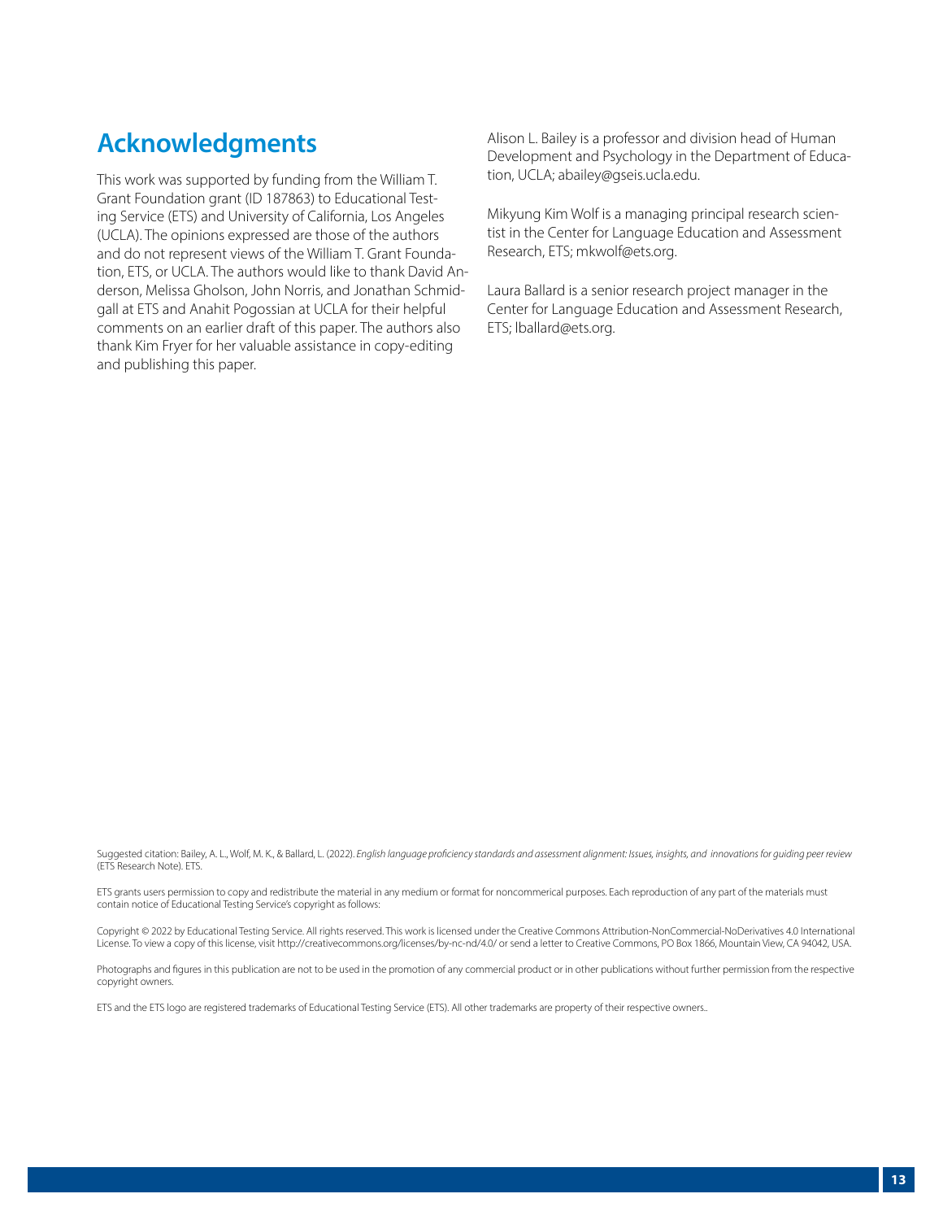## Acknowledgments

This work was supported by funding from the William T. Grant Foundation grant (ID 187863) to Educational Testing Service (ETS) and University of California, Los Angeles (UCLA). The opinions expressed are those of the authors and do not represent views of the William T. Grant Foundation, ETS, or UCLA. The authors would like to thank David Anderson, Melissa Gholson, John Norris, and Jonathan Schmidgall at ETS and Anahit Pogossian at UCLA for their helpful comments on an earlier draft of this paper. The authors also thank Kim Fryer for her valuable assistance in copy-editing and publishing this paper.

Alison L. Bailey is a professor and division head of Human Development and Psychology in the Department of Education, UCLA; abailey@gseis.ucla.edu.

Mikyung Kim Wolf is a managing principal research scientist in the Center for Language Education and Assessment Research, ETS; mkwolf@ets.org.

Laura Ballard is a senior research project manager in the Center for Language Education and Assessment Research, ETS; lballard@ets.org.

Suggested citation: Bailey, A. L., Wolf, M. K., & Ballard, L. (2022). *English language proficiency standards and assessment alignment: Issues, insights, and innovations for guiding peer review* (ETS Research Note). ETS.

ETS grants users permission to copy and redistribute the material in any medium or format for noncommerical purposes. Each reproduction of any part of the materials must contain notice of Educational Testing Service's copyright as follows:

Copyright © 2022 by Educational Testing Service. All rights reserved. This work is licensed under the Creative Commons Attribution-NonCommercial-NoDerivatives 4.0 International License. To view a copy of this license, visit http://creativecommons.org/licenses/by-nc-nd/4.0/ or send a letter to Creative Commons, PO Box 1866, Mountain View, CA 94042, USA.

Photographs and figures in this publication are not to be used in the promotion of any commercial product or in other publications without further permission from the respective copyright owners.

ETS and the ETS logo are registered trademarks of Educational Testing Service (ETS). All other trademarks are property of their respective owners..